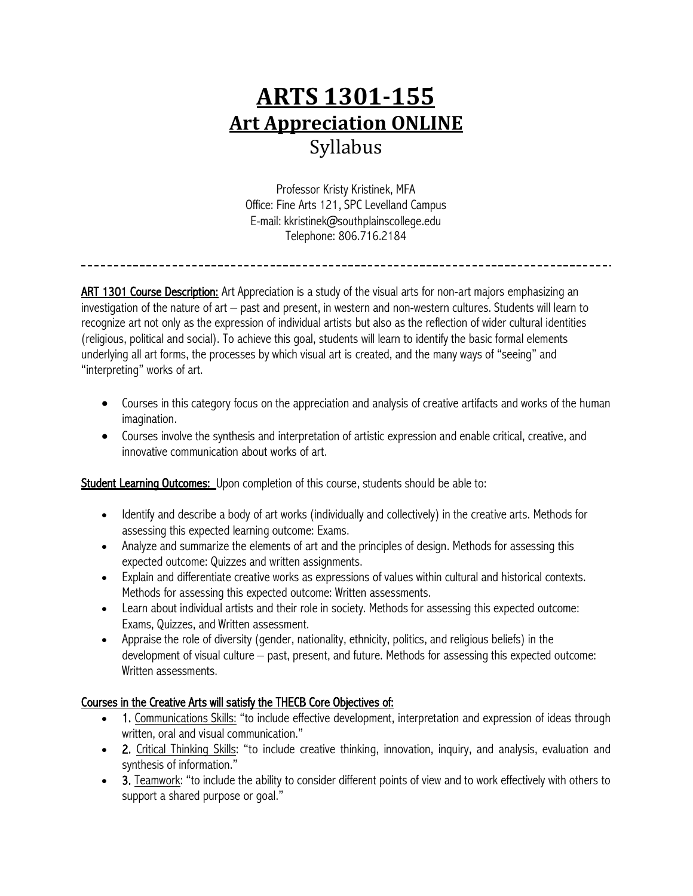# ARTS 1301-155
## Art Appreciation ONLINE
Syllabus

Professor Kristy Kristinek, MFA
Office: Fine Arts 121, SPC Levelland Campus
E-mail: kkristinek@southplainscollege.edu
Telephone: 806.716.2184

---

**ART 1301 Course Description:** Art Appreciation is a study of the visual arts for non-art majors emphasizing an investigation of the nature of art – past and present, in western and non-western cultures. Students will learn to recognize art not only as the expression of individual artists but also as the reflection of wider cultural identities (religious, political and social). To achieve this goal, students will learn to identify the basic formal elements underlying all art forms, the processes by which visual art is created, and the many ways of "seeing" and "interpreting" works of art.

- Courses in this category focus on the appreciation and analysis of creative artifacts and works of the human imagination.
- Courses involve the synthesis and interpretation of artistic expression and enable critical, creative, and innovative communication about works of art.

**Student Learning Outcomes:** Upon completion of this course, students should be able to:

- Identify and describe a body of art works (individually and collectively) in the creative arts. Methods for assessing this expected learning outcome: Exams.
- Analyze and summarize the elements of art and the principles of design. Methods for assessing this expected outcome: Quizzes and written assignments.
- Explain and differentiate creative works as expressions of values within cultural and historical contexts. Methods for assessing this expected outcome: Written assessments.
- Learn about individual artists and their role in society. Methods for assessing this expected outcome: Exams, Quizzes, and Written assessment.
- Appraise the role of diversity (gender, nationality, ethnicity, politics, and religious beliefs) in the development of visual culture – past, present, and future. Methods for assessing this expected outcome: Written assessments.

**Courses in the Creative Arts will satisfy the THECB Core Objectives of:**

- 1. Communications Skills: "to include effective development, interpretation and expression of ideas through written, oral and visual communication."
- 2. Critical Thinking Skills: "to include creative thinking, innovation, inquiry, and analysis, evaluation and synthesis of information."
- 3. Teamwork: "to include the ability to consider different points of view and to work effectively with others to support a shared purpose or goal."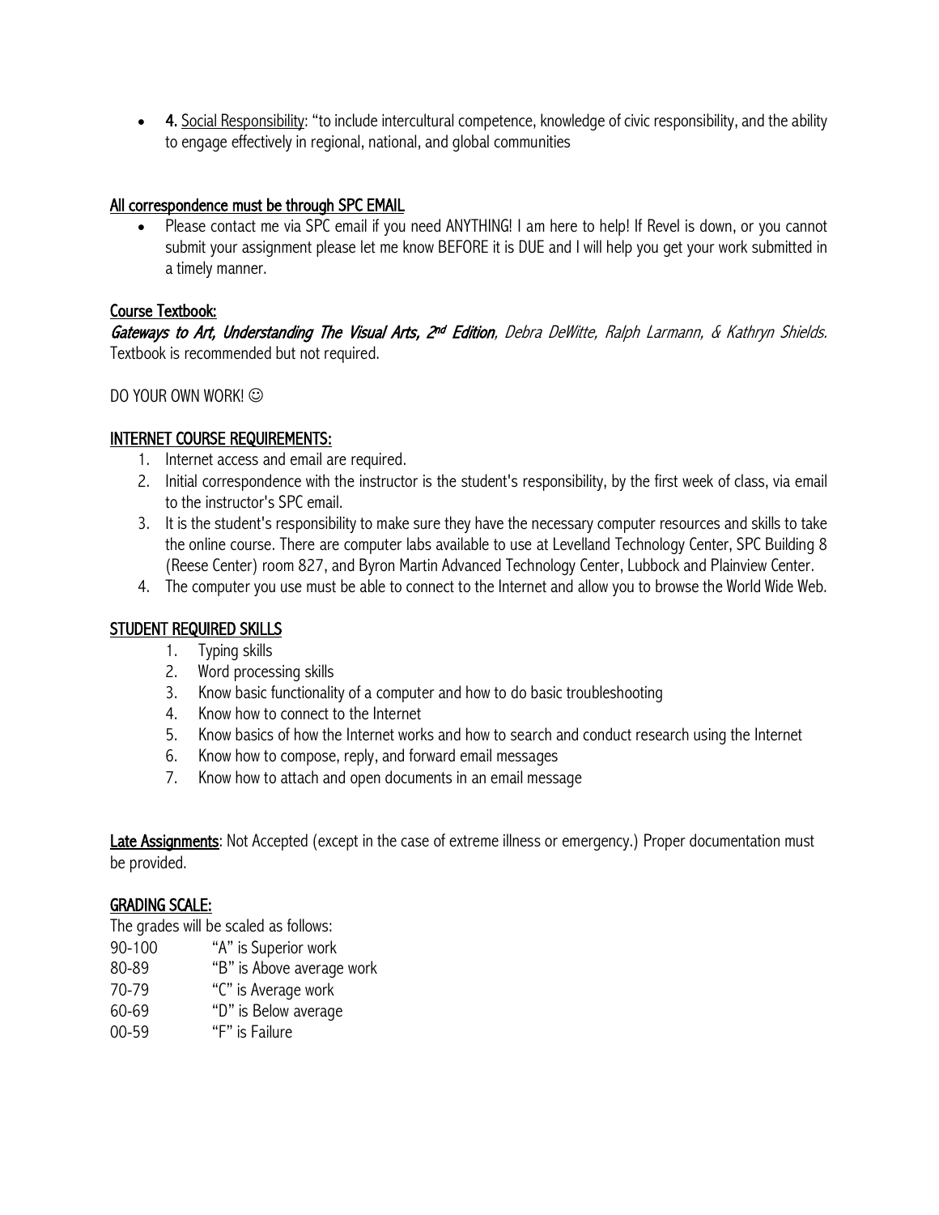- **4.** Social Responsibility: "to include intercultural competence, knowledge of civic responsibility, and the ability to engage effectively in regional, national, and global communities

## All correspondence must be through SPC EMAIL

- Please contact me via SPC email if you need ANYTHING! I am here to help! If Revel is down, or you cannot submit your assignment please let me know BEFORE it is DUE and I will help you get your work submitted in a timely manner.

## Course Textbook:

*Gateways to Art, Understanding The Visual Arts, 2nd Edition, Debra DeWitte, Ralph Larmann, & Kathryn Shields.* Textbook is recommended but not required.

DO YOUR OWN WORK! ☺

## INTERNET COURSE REQUIREMENTS:

1. Internet access and email are required.
2. Initial correspondence with the instructor is the student's responsibility, by the first week of class, via email to the instructor's SPC email.
3. It is the student's responsibility to make sure they have the necessary computer resources and skills to take the online course. There are computer labs available to use at Levelland Technology Center, SPC Building 8 (Reese Center) room 827, and Byron Martin Advanced Technology Center, Lubbock and Plainview Center.
4. The computer you use must be able to connect to the Internet and allow you to browse the World Wide Web.

## STUDENT REQUIRED SKILLS

1. Typing skills
2. Word processing skills
3. Know basic functionality of a computer and how to do basic troubleshooting
4. Know how to connect to the Internet
5. Know basics of how the Internet works and how to search and conduct research using the Internet
6. Know how to compose, reply, and forward email messages
7. Know how to attach and open documents in an email message

**Late Assignments**: Not Accepted (except in the case of extreme illness or emergency.) Proper documentation must be provided.

## GRADING SCALE:

The grades will be scaled as follows:

| | |
|---|---|
| 90-100 | "A" is Superior work |
| 80-89 | "B" is Above average work |
| 70-79 | "C" is Average work |
| 60-69 | "D" is Below average |
| 00-59 | "F" is Failure |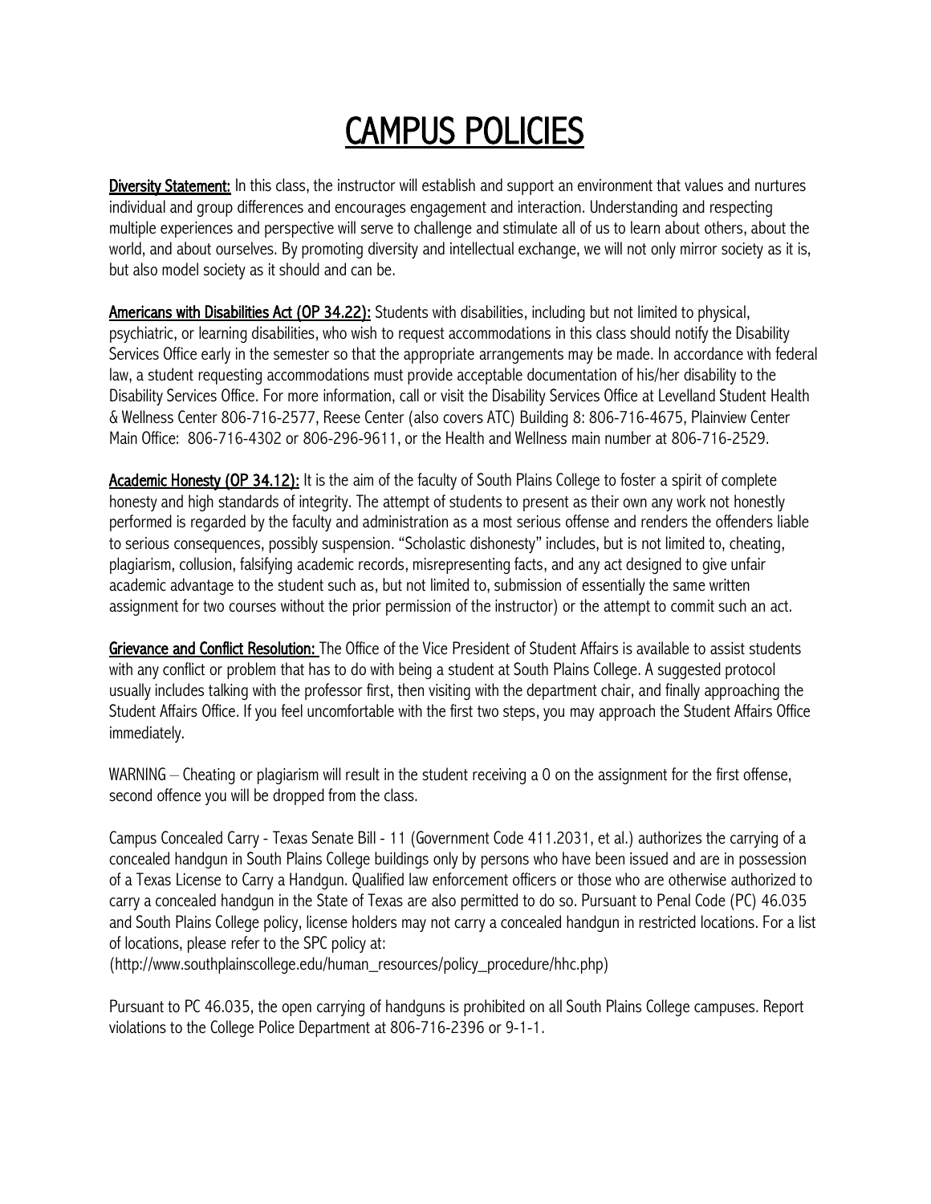# CAMPUS POLICIES

**Diversity Statement:** In this class, the instructor will establish and support an environment that values and nurtures individual and group differences and encourages engagement and interaction. Understanding and respecting multiple experiences and perspective will serve to challenge and stimulate all of us to learn about others, about the world, and about ourselves. By promoting diversity and intellectual exchange, we will not only mirror society as it is, but also model society as it should and can be.

**Americans with Disabilities Act (OP 34.22):** Students with disabilities, including but not limited to physical, psychiatric, or learning disabilities, who wish to request accommodations in this class should notify the Disability Services Office early in the semester so that the appropriate arrangements may be made. In accordance with federal law, a student requesting accommodations must provide acceptable documentation of his/her disability to the Disability Services Office. For more information, call or visit the Disability Services Office at Levelland Student Health & Wellness Center 806-716-2577, Reese Center (also covers ATC) Building 8: 806-716-4675, Plainview Center Main Office: 806-716-4302 or 806-296-9611, or the Health and Wellness main number at 806-716-2529.

**Academic Honesty (OP 34.12):** It is the aim of the faculty of South Plains College to foster a spirit of complete honesty and high standards of integrity. The attempt of students to present as their own any work not honestly performed is regarded by the faculty and administration as a most serious offense and renders the offenders liable to serious consequences, possibly suspension. "Scholastic dishonesty" includes, but is not limited to, cheating, plagiarism, collusion, falsifying academic records, misrepresenting facts, and any act designed to give unfair academic advantage to the student such as, but not limited to, submission of essentially the same written assignment for two courses without the prior permission of the instructor) or the attempt to commit such an act.

**Grievance and Conflict Resolution:** The Office of the Vice President of Student Affairs is available to assist students with any conflict or problem that has to do with being a student at South Plains College. A suggested protocol usually includes talking with the professor first, then visiting with the department chair, and finally approaching the Student Affairs Office. If you feel uncomfortable with the first two steps, you may approach the Student Affairs Office immediately.

WARNING – Cheating or plagiarism will result in the student receiving a 0 on the assignment for the first offense, second offence you will be dropped from the class.

Campus Concealed Carry - Texas Senate Bill - 11 (Government Code 411.2031, et al.) authorizes the carrying of a concealed handgun in South Plains College buildings only by persons who have been issued and are in possession of a Texas License to Carry a Handgun. Qualified law enforcement officers or those who are otherwise authorized to carry a concealed handgun in the State of Texas are also permitted to do so. Pursuant to Penal Code (PC) 46.035 and South Plains College policy, license holders may not carry a concealed handgun in restricted locations. For a list of locations, please refer to the SPC policy at:
(http://www.southplainscollege.edu/human_resources/policy_procedure/hhc.php)

Pursuant to PC 46.035, the open carrying of handguns is prohibited on all South Plains College campuses. Report violations to the College Police Department at 806-716-2396 or 9-1-1.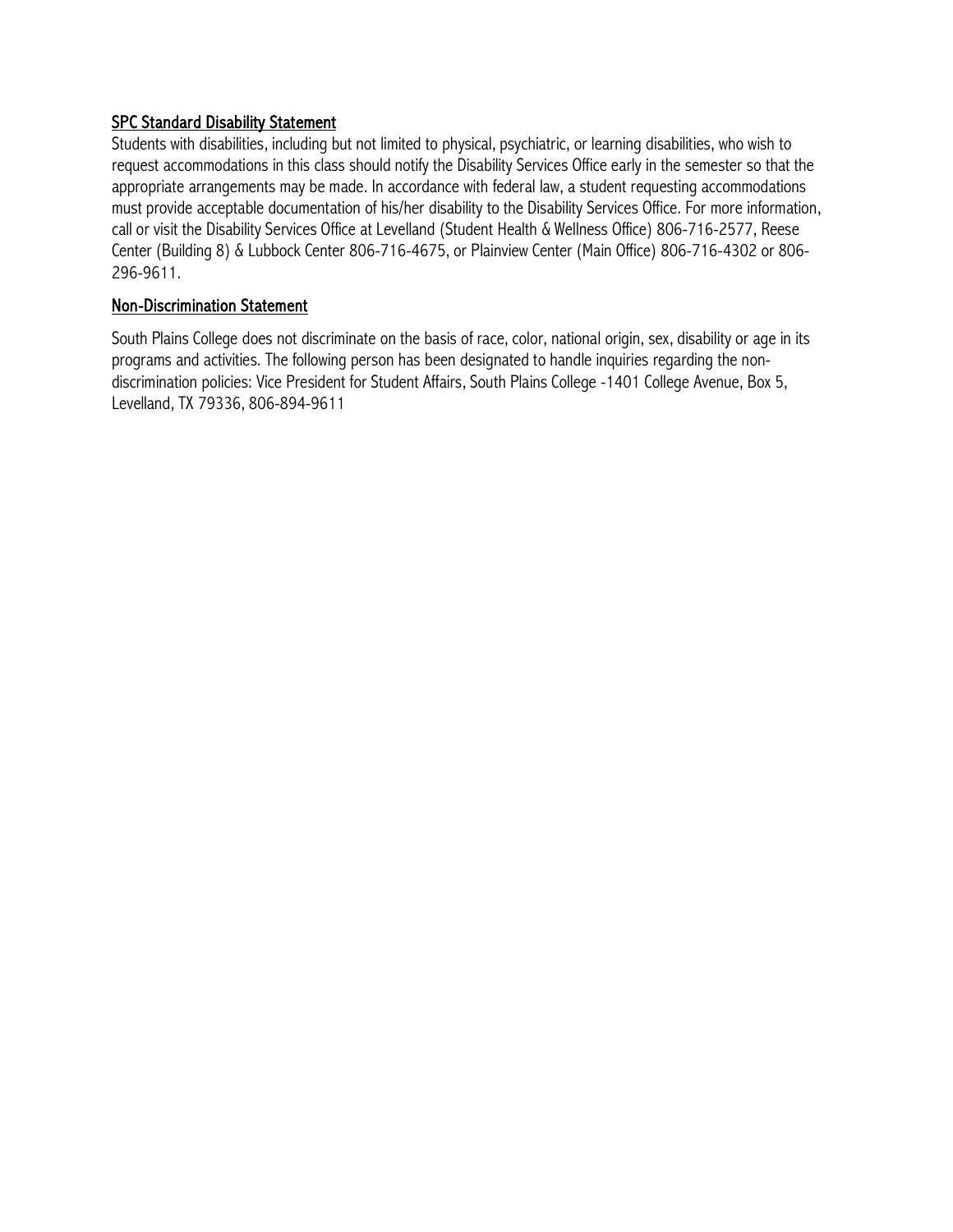## SPC Standard Disability Statement

Students with disabilities, including but not limited to physical, psychiatric, or learning disabilities, who wish to request accommodations in this class should notify the Disability Services Office early in the semester so that the appropriate arrangements may be made. In accordance with federal law, a student requesting accommodations must provide acceptable documentation of his/her disability to the Disability Services Office. For more information, call or visit the Disability Services Office at Levelland (Student Health & Wellness Office) 806-716-2577, Reese Center (Building 8) & Lubbock Center 806-716-4675, or Plainview Center (Main Office) 806-716-4302 or 806-296-9611.

## Non-Discrimination Statement

South Plains College does not discriminate on the basis of race, color, national origin, sex, disability or age in its programs and activities. The following person has been designated to handle inquiries regarding the non-discrimination policies: Vice President for Student Affairs, South Plains College -1401 College Avenue, Box 5, Levelland, TX 79336, 806-894-9611